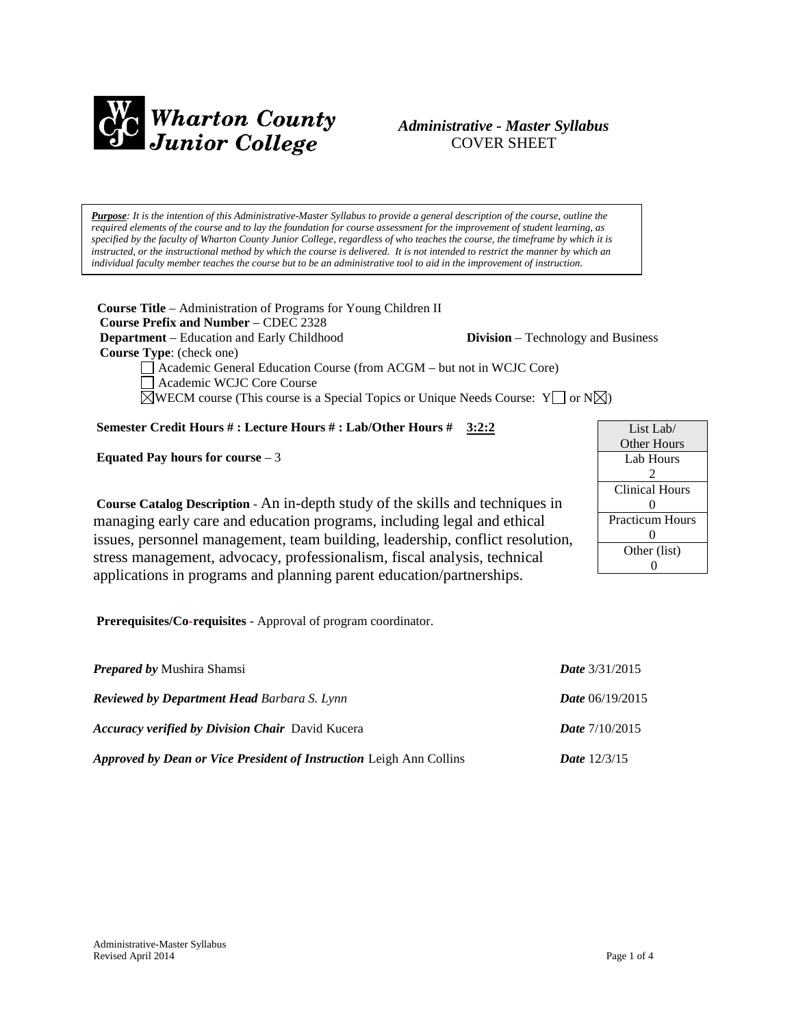**Wharton County Junior College**

***Administrative - Master Syllabus***
COVER SHEET

***Purpose**: It is the intention of this Administrative-Master Syllabus to provide a general description of the course, outline the required elements of the course and to lay the foundation for course assessment for the improvement of student learning, as specified by the faculty of Wharton County Junior College, regardless of who teaches the course, the timeframe by which it is instructed, or the instructional method by which the course is delivered. It is not intended to restrict the manner by which an individual faculty member teaches the course but to be an administrative tool to aid in the improvement of instruction.*

**Course Title** – Administration of Programs for Young Children II
**Course Prefix and Number** – CDEC 2328
**Department** – Education and Early Childhood **Division** – Technology and Business
**Course Type**: (check one)

- ☐ Academic General Education Course (from ACGM – but not in WCJC Core)
- ☐ Academic WCJC Core Course
- ☒ WECM course (This course is a Special Topics or Unique Needs Course: Y☐ or N☒)

**Semester Credit Hours # : Lecture Hours # : Lab/Other Hours #** **3:2:2**

**Equated Pay hours for course** – 3

| List Lab/ Other Hours |
|---|
| Lab Hours 2 |
| Clinical Hours 0 |
| Practicum Hours 0 |
| Other (list) 0 |

**Course Catalog Description** - An in-depth study of the skills and techniques in managing early care and education programs, including legal and ethical issues, personnel management, team building, leadership, conflict resolution, stress management, advocacy, professionalism, fiscal analysis, technical applications in programs and planning parent education/partnerships.

**Prerequisites/Co-requisites** - Approval of program coordinator.

***Prepared by*** Mushira Shamsi ***Date*** 3/31/2015

***Reviewed by Department Head** Barbara S. Lynn* ***Date*** 06/19/2015

***Accuracy verified by Division Chair*** David Kucera ***Date*** 7/10/2015

***Approved by Dean or Vice President of Instruction*** Leigh Ann Collins ***Date*** 12/3/15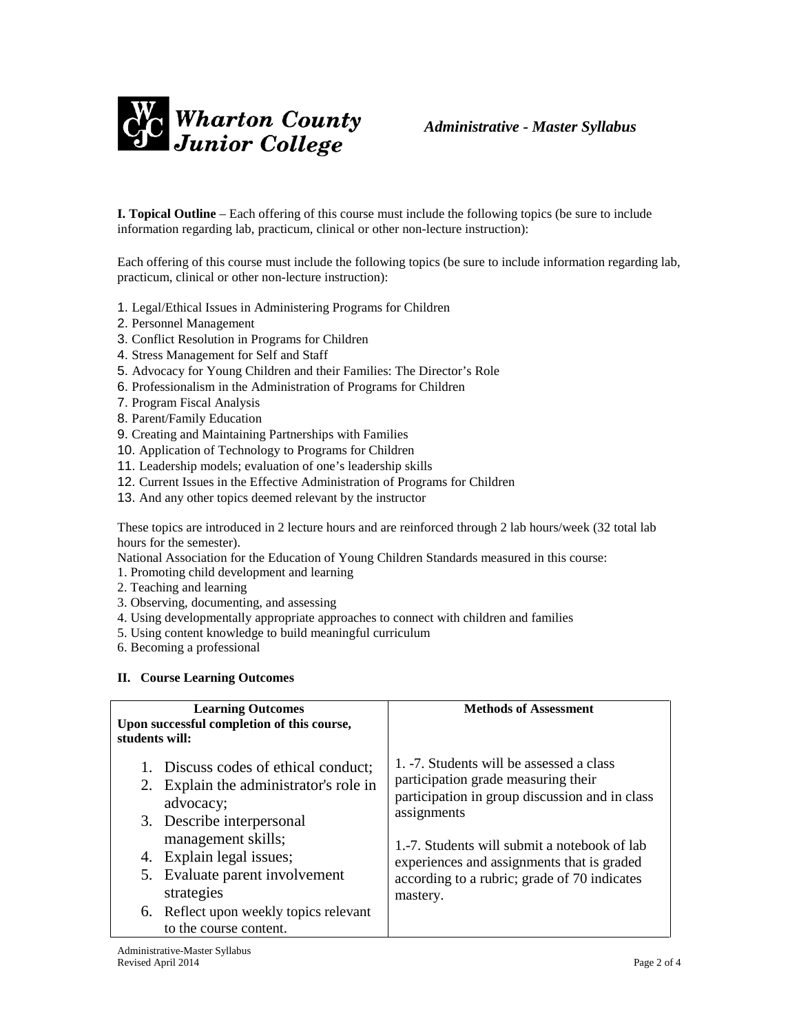**I. Topical Outline** – Each offering of this course must include the following topics (be sure to include information regarding lab, practicum, clinical or other non-lecture instruction):

Each offering of this course must include the following topics (be sure to include information regarding lab, practicum, clinical or other non-lecture instruction):

1. Legal/Ethical Issues in Administering Programs for Children
2. Personnel Management
3. Conflict Resolution in Programs for Children
4. Stress Management for Self and Staff
5. Advocacy for Young Children and their Families: The Director's Role
6. Professionalism in the Administration of Programs for Children
7. Program Fiscal Analysis
8. Parent/Family Education
9. Creating and Maintaining Partnerships with Families
10. Application of Technology to Programs for Children
11. Leadership models; evaluation of one's leadership skills
12. Current Issues in the Effective Administration of Programs for Children
13. And any other topics deemed relevant by the instructor

These topics are introduced in 2 lecture hours and are reinforced through 2 lab hours/week (32 total lab hours for the semester).

National Association for the Education of Young Children Standards measured in this course:

1. Promoting child development and learning
2. Teaching and learning
3. Observing, documenting, and assessing
4. Using developmentally appropriate approaches to connect with children and families
5. Using content knowledge to build meaningful curriculum
6. Becoming a professional

**II. Course Learning Outcomes**

| **Learning Outcomes**<br>**Upon successful completion of this course, students will:** | **Methods of Assessment** |
|---|---|
| 1. Discuss codes of ethical conduct;<br>2. Explain the administrator's role in advocacy;<br>3. Describe interpersonal management skills;<br>4. Explain legal issues;<br>5. Evaluate parent involvement strategies<br>6. Reflect upon weekly topics relevant to the course content. | 1. -7. Students will be assessed a class participation grade measuring their participation in group discussion and in class assignments<br><br>1.-7. Students will submit a notebook of lab experiences and assignments that is graded according to a rubric; grade of 70 indicates mastery. |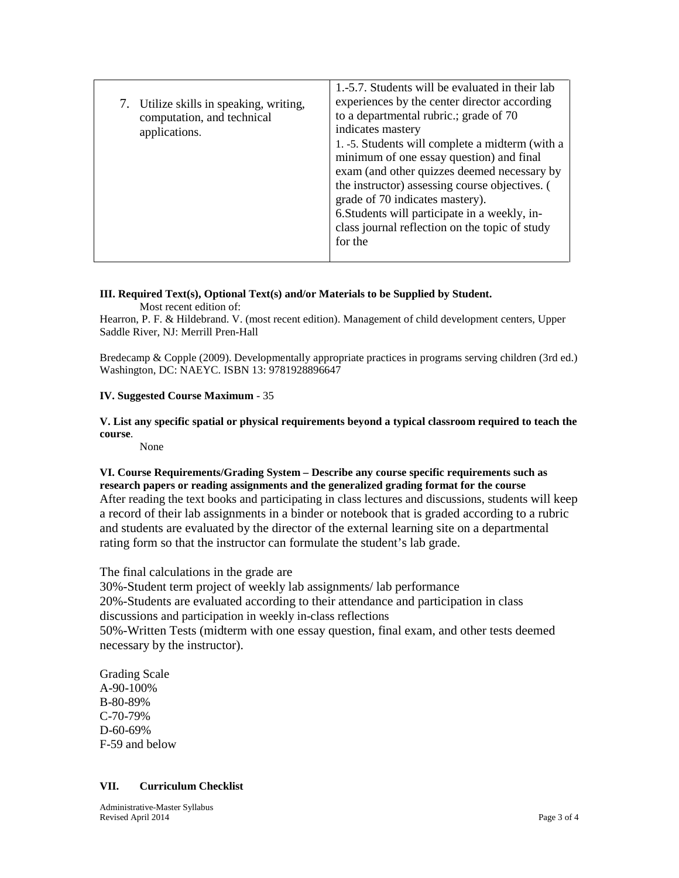| | |
|---|---|
| 7. Utilize skills in speaking, writing, computation, and technical applications. | 1.-5.7. Students will be evaluated in their lab experiences by the center director according to a departmental rubric.; grade of 70 indicates mastery<br>1. -5. Students will complete a midterm (with a minimum of one essay question) and final exam (and other quizzes deemed necessary by the instructor) assessing course objectives. ( grade of 70 indicates mastery).<br>6.Students will participate in a weekly, in-class journal reflection on the topic of study for the |

**III. Required Text(s), Optional Text(s) and/or Materials to be Supplied by Student.**

Most recent edition of:

Hearron, P. F. & Hildebrand. V. (most recent edition). Management of child development centers, Upper Saddle River, NJ: Merrill Pren-Hall

Bredecamp & Copple (2009). Developmentally appropriate practices in programs serving children (3rd ed.) Washington, DC: NAEYC. ISBN 13: 9781928896647

**IV. Suggested Course Maximum** - 35

**V. List any specific spatial or physical requirements beyond a typical classroom required to teach the course**.

None

**VI. Course Requirements/Grading System – Describe any course specific requirements such as research papers or reading assignments and the generalized grading format for the course**

After reading the text books and participating in class lectures and discussions, students will keep a record of their lab assignments in a binder or notebook that is graded according to a rubric and students are evaluated by the director of the external learning site on a departmental rating form so that the instructor can formulate the student's lab grade.

The final calculations in the grade are

30%-Student term project of weekly lab assignments/ lab performance

20%-Students are evaluated according to their attendance and participation in class discussions and participation in weekly in-class reflections

50%-Written Tests (midterm with one essay question, final exam, and other tests deemed necessary by the instructor).

Grading Scale

A-90-100%

B-80-89%

C-70-79%

D-60-69%

F-59 and below

**VII. Curriculum Checklist**

Administrative-Master Syllabus
Revised April 2014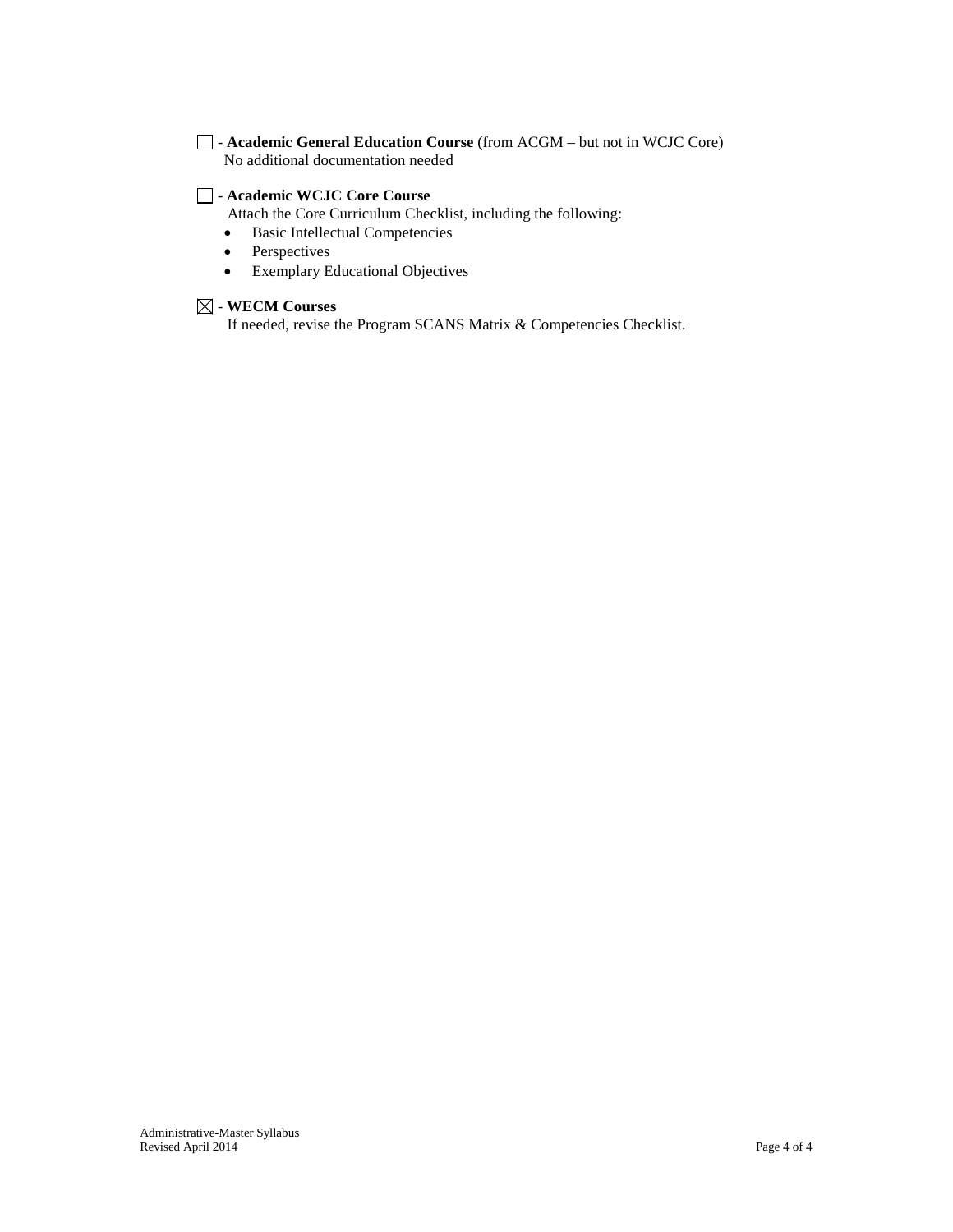☐ - **Academic General Education Course** (from ACGM – but not in WCJC Core)
No additional documentation needed

☐ - **Academic WCJC Core Course**
Attach the Core Curriculum Checklist, including the following:

- Basic Intellectual Competencies
- Perspectives
- Exemplary Educational Objectives

☒ - **WECM Courses**
If needed, revise the Program SCANS Matrix & Competencies Checklist.